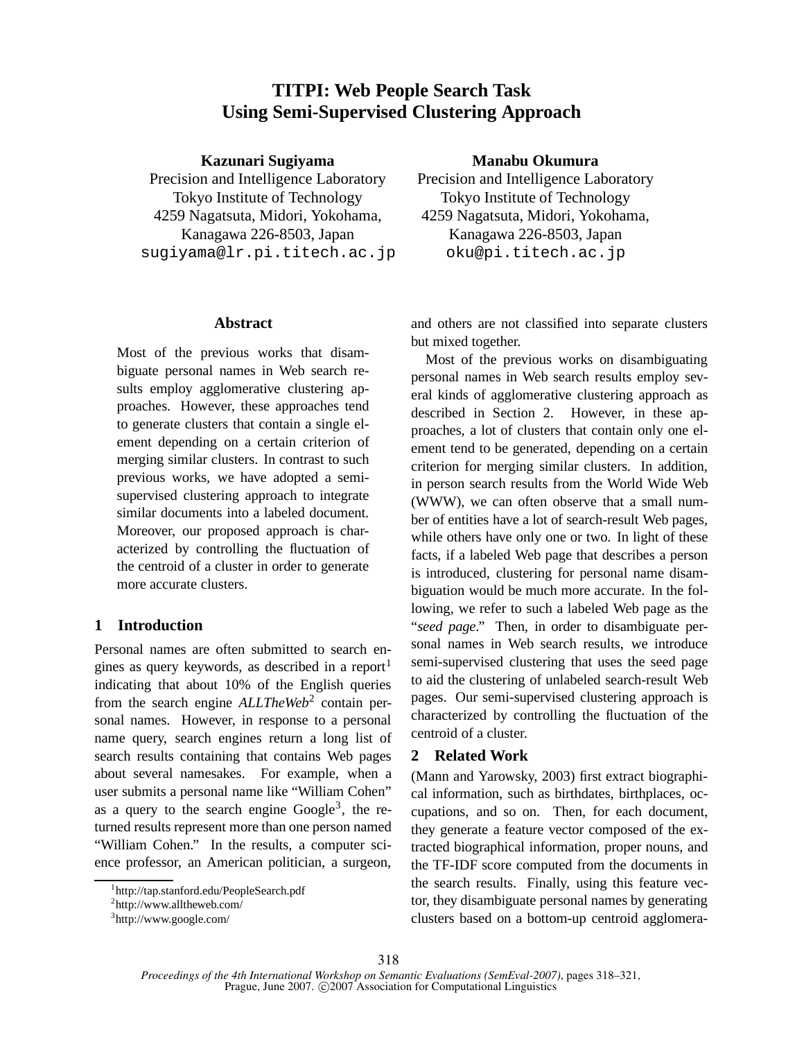# TITPI: Web People Search Task Using Semi-Supervised Clustering Approach

**Kazunari Sugiyama**
Precision and Intelligence Laboratory
Tokyo Institute of Technology
4259 Nagatsuta, Midori, Yokohama,
Kanagawa 226-8503, Japan
sugiyama@lr.pi.titech.ac.jp

**Manabu Okumura**
Precision and Intelligence Laboratory
Tokyo Institute of Technology
4259 Nagatsuta, Midori, Yokohama,
Kanagawa 226-8503, Japan
oku@pi.titech.ac.jp

### Abstract

Most of the previous works that disambiguate personal names in Web search results employ agglomerative clustering approaches. However, these approaches tend to generate clusters that contain a single element depending on a certain criterion of merging similar clusters. In contrast to such previous works, we have adopted a semi-supervised clustering approach to integrate similar documents into a labeled document. Moreover, our proposed approach is characterized by controlling the fluctuation of the centroid of a cluster in order to generate more accurate clusters.

## 1 Introduction

Personal names are often submitted to search engines as query keywords, as described in a report[1] indicating that about 10% of the English queries from the search engine *ALLTheWeb*[2] contain personal names. However, in response to a personal name query, search engines return a long list of search results containing that contains Web pages about several namesakes. For example, when a user submits a personal name like "William Cohen" as a query to the search engine Google[3], the returned results represent more than one person named "William Cohen." In the results, a computer science professor, an American politician, a surgeon, and others are not classified into separate clusters but mixed together.

Most of the previous works on disambiguating personal names in Web search results employ several kinds of agglomerative clustering approach as described in Section 2. However, in these approaches, a lot of clusters that contain only one element tend to be generated, depending on a certain criterion for merging similar clusters. In addition, in person search results from the World Wide Web (WWW), we can often observe that a small number of entities have a lot of search-result Web pages, while others have only one or two. In light of these facts, if a labeled Web page that describes a person is introduced, clustering for personal name disambiguation would be much more accurate. In the following, we refer to such a labeled Web page as the "*seed page*." Then, in order to disambiguate personal names in Web search results, we introduce semi-supervised clustering that uses the seed page to aid the clustering of unlabeled search-result Web pages. Our semi-supervised clustering approach is characterized by controlling the fluctuation of the centroid of a cluster.

## 2 Related Work

(Mann and Yarowsky, 2003) first extract biographical information, such as birthdates, birthplaces, occupations, and so on. Then, for each document, they generate a feature vector composed of the extracted biographical information, proper nouns, and the TF-IDF score computed from the documents in the search results. Finally, using this feature vector, they disambiguate personal names by generating clusters based on a bottom-up centroid agglomera-

[1] http://tap.stanford.edu/PeopleSearch.pdf
[2] http://www.alltheweb.com/
[3] http://www.google.com/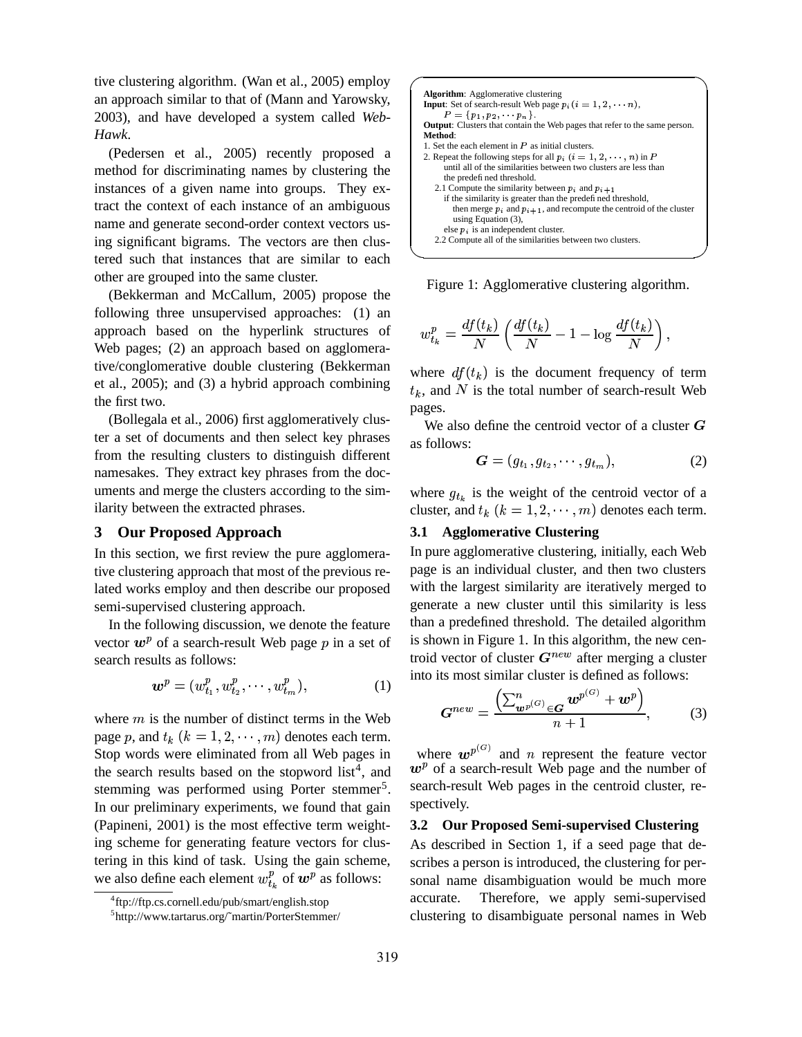tive clustering algorithm. (Wan et al., 2005) employ an approach similar to that of (Mann and Yarowsky, 2003), and have developed a system called *WebHawk.*

(Pedersen et al., 2005) recently proposed a method for discriminating names by clustering the instances of a given name into groups. They extract the context of each instance of an ambiguous name and generate second-order context vectors using significant bigrams. The vectors are then clustered such that instances that are similar to each other are grouped into the same cluster.

(Bekkerman and McCallum, 2005) propose the following three unsupervised approaches: (1) an approach based on the hyperlink structures of Web pages; (2) an approach based on agglomerative/conglomerative double clustering (Bekkerman et al., 2005); and (3) a hybrid approach combining the first two.

(Bollegala et al., 2006) first agglomeratively cluster a set of documents and then select key phrases from the resulting clusters to distinguish different namesakes. They extract key phrases from the documents and merge the clusters according to the similarity between the extracted phrases.

## 3 Our Proposed Approach

In this section, we first review the pure agglomerative clustering approach that most of the previous related works employ and then describe our proposed semi-supervised clustering approach.

In the following discussion, we denote the feature vector $\boldsymbol{w}^p$ of a search-result Web page $p$ in a set of search results as follows:

$$\boldsymbol{w}^p = (w^p_{t_1}, w^p_{t_2}, \cdots, w^p_{t_m}), \quad (1)$$

where $m$ is the number of distinct terms in the Web page $p$, and $t_k$ $(k = 1, 2, \cdots, m)$ denotes each term. Stop words were eliminated from all Web pages in the search results based on the stopword list[4], and stemming was performed using Porter stemmer[5]. In our preliminary experiments, we found that gain (Papineni, 2001) is the most effective term weighting scheme for generating feature vectors for clustering in this kind of task. Using the gain scheme, we also define each element $w^p_{t_k}$ of $\boldsymbol{w}^p$ as follows:

[4] ftp://ftp.cs.cornell.edu/pub/smart/english.stop

[5] http://www.tartarus.org/˜martin/PorterStemmer/

```
Algorithm: Agglomerative clustering
Input: Set of search-result Web page p_i (i = 1, 2, ..., n),
    P = {p_1, p_2, ... p_n}.
Output: Clusters that contain the Web pages that refer to the same person.
Method:
1. Set the each element in P as initial clusters.
2. Repeat the following steps for all p_i (i = 1, 2, ..., n) in P
     until all of the similarities between two clusters are less than
     the predefined threshold.
   2.1 Compute the similarity between p_i and p_{i+1}
       if the similarity is greater than the predefined threshold,
         then merge p_i and p_{i+1}, and recompute the centroid of the cluster
           using Equation (3),
       else p_i is an independent cluster.
   2.2 Compute all of the similarities between two clusters.
```

Figure 1: Agglomerative clustering algorithm.

$$w^p_{t_k} = \frac{df(t_k)}{N}\left(\frac{df(t_k)}{N} - 1 - \log\frac{df(t_k)}{N}\right),$$

where $df(t_k)$ is the document frequency of term $t_k$, and $N$ is the total number of search-result Web pages.

We also define the centroid vector of a cluster $\boldsymbol{G}$ as follows:

$$\boldsymbol{G} = (g_{t_1}, g_{t_2}, \cdots, g_{t_m}), \quad (2)$$

where $g_{t_k}$ is the weight of the centroid vector of a cluster, and $t_k$ $(k = 1, 2, \cdots, m)$ denotes each term.

### 3.1 Agglomerative Clustering

In pure agglomerative clustering, initially, each Web page is an individual cluster, and then two clusters with the largest similarity are iteratively merged to generate a new cluster until this similarity is less than a predefined threshold. The detailed algorithm is shown in Figure 1. In this algorithm, the new centroid vector of cluster $\boldsymbol{G}^{new}$ after merging a cluster into its most similar cluster is defined as follows:

$$\boldsymbol{G}^{new} = \frac{\left(\sum^{n}_{\boldsymbol{w}^{p^{(G)}} \in \boldsymbol{G}} \boldsymbol{w}^{p^{(G)}} + \boldsymbol{w}^p\right)}{n+1}, \quad (3)$$

where $\boldsymbol{w}^{p^{(G)}}$ and $n$ represent the feature vector $\boldsymbol{w}^p$ of a search-result Web page and the number of search-result Web pages in the centroid cluster, respectively.

### 3.2 Our Proposed Semi-supervised Clustering

As described in Section 1, if a seed page that describes a person is introduced, the clustering for personal name disambiguation would be much more accurate. Therefore, we apply semi-supervised clustering to disambiguate personal names in Web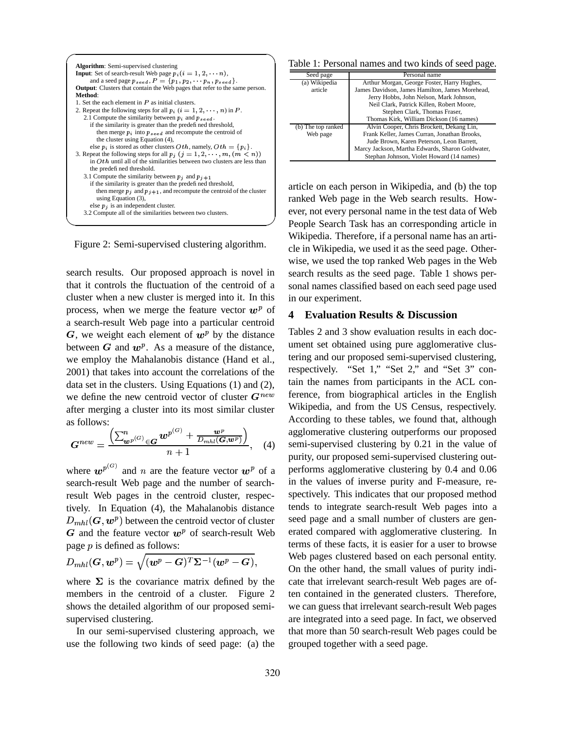**Algorithm**: Semi-supervised clustering
**Input**: Set of search-result Web page $p_i (i = 1, 2, \cdots n)$,
and a seed page $p_{seed}$, $P = \{p_1, p_2, \cdots p_n, p_{seed}\}$.
**Output**: Clusters that contain the Web pages that refer to the same person.
**Method**:
1. Set the each element in $P$ as initial clusters.
2. Repeat the following steps for all $p_i$ $(i = 1, 2, \cdots, n)$ in $P$.
   2.1 Compute the similarity between $p_i$ and $p_{seed}$.
   if the similarity is greater than the predefined threshold,
   then merge $p_i$ into $p_{seed}$ and recompute the centroid of the cluster using Equation (4),
   else $p_i$ is stored as other clusters $Oth$, namely, $Oth = \{p_i\}$.
3. Repeat the following steps for all $p_j$ $(j = 1, 2, \cdots, m, (m < n))$ in $Oth$ until all of the similarities between two clusters are less than the predefined threshold.
   3.1 Compute the similarity between $p_j$ and $p_{j+1}$
   if the similarity is greater than the predefined threshold,
   then merge $p_j$ and $p_{j+1}$, and recompute the centroid of the cluster using Equation (3),
   else $p_j$ is an independent cluster.
   3.2 Compute all of the similarities between two clusters.

Figure 2: Semi-supervised clustering algorithm.

search results. Our proposed approach is novel in that it controls the fluctuation of the centroid of a cluster when a new cluster is merged into it. In this process, when we merge the feature vector $\boldsymbol{w}^p$ of a search-result Web page into a particular centroid $\boldsymbol{G}$, we weight each element of $\boldsymbol{w}^p$ by the distance between $\boldsymbol{G}$ and $\boldsymbol{w}^p$. As a measure of the distance, we employ the Mahalanobis distance (Hand et al., 2001) that takes into account the correlations of the data set in the clusters. Using Equations (1) and (2), we define the new centroid vector of cluster $\boldsymbol{G}^{new}$ after merging a cluster into its most similar cluster as follows:

$$\boldsymbol{G}^{new} = \frac{\left(\sum_{\boldsymbol{w}^{p^{(G)}} \in \boldsymbol{G}}^{n} \boldsymbol{w}^{p^{(G)}} + \frac{\boldsymbol{w}^p}{D_{mhl}(\boldsymbol{G}, \boldsymbol{w}^p)}\right)}{n+1}, \quad (4)$$

where $\boldsymbol{w}^{p^{(G)}}$ and $n$ are the feature vector $\boldsymbol{w}^p$ of a search-result Web page and the number of search-result Web pages in the centroid cluster, respectively. In Equation (4), the Mahalanobis distance $D_{mhl}(\boldsymbol{G}, \boldsymbol{w}^p)$ between the centroid vector of cluster $\boldsymbol{G}$ and the feature vector $\boldsymbol{w}^p$ of search-result Web page $p$ is defined as follows:

$$D_{mhl}(\boldsymbol{G}, \boldsymbol{w}^p) = \sqrt{(\boldsymbol{w}^p - \boldsymbol{G})^T \boldsymbol{\Sigma}^{-1} (\boldsymbol{w}^p - \boldsymbol{G})},$$

where $\boldsymbol{\Sigma}$ is the covariance matrix defined by the members in the centroid of a cluster. Figure 2 shows the detailed algorithm of our proposed semi-supervised clustering.

In our semi-supervised clustering approach, we use the following two kinds of seed page: (a) the article on each person in Wikipedia, and (b) the top ranked Web page in the Web search results. However, not every personal name in the test data of Web People Search Task has an corresponding article in Wikipedia. Therefore, if a personal name has an article in Wikipedia, we used it as the seed page. Otherwise, we used the top ranked Web pages in the Web search results as the seed page. Table 1 shows personal names classified based on each seed page used in our experiment.

Table 1: Personal names and two kinds of seed page.

| Seed page | Personal name |
|---|---|
| (a) Wikipedia article | Arthur Morgan, George Foster, Harry Hughes, James Davidson, James Hamilton, James Morehead, Jerry Hobbs, John Nelson, Mark Johnson, Neil Clark, Patrick Killen, Robert Moore, Stephen Clark, Thomas Fraser, Thomas Kirk, William Dickson (16 names) |
| (b) The top ranked Web page | Alvin Cooper, Chris Brockett, Dekang Lin, Frank Keller, James Curran, Jonathan Brooks, Jude Brown, Karen Peterson, Leon Barrett, Marcy Jackson, Martha Edwards, Sharon Goldwater, Stephan Johnson, Violet Howard (14 names) |

## 4 Evaluation Results & Discussion

Tables 2 and 3 show evaluation results in each document set obtained using pure agglomerative clustering and our proposed semi-supervised clustering, respectively. "Set 1," "Set 2," and "Set 3" contain the names from participants in the ACL conference, from biographical articles in the English Wikipedia, and from the US Census, respectively. According to these tables, we found that, although agglomerative clustering outperforms our proposed semi-supervised clustering by 0.21 in the value of purity, our proposed semi-supervised clustering outperforms agglomerative clustering by 0.4 and 0.06 in the values of inverse purity and F-measure, respectively. This indicates that our proposed method tends to integrate search-result Web pages into a seed page and a small number of clusters are generated compared with agglomerative clustering. In terms of these facts, it is easier for a user to browse Web pages clustered based on each personal entity. On the other hand, the small values of purity indicate that irrelevant search-result Web pages are often contained in the generated clusters. Therefore, we can guess that irrelevant search-result Web pages are integrated into a seed page. In fact, we observed that more than 50 search-result Web pages could be grouped together with a seed page.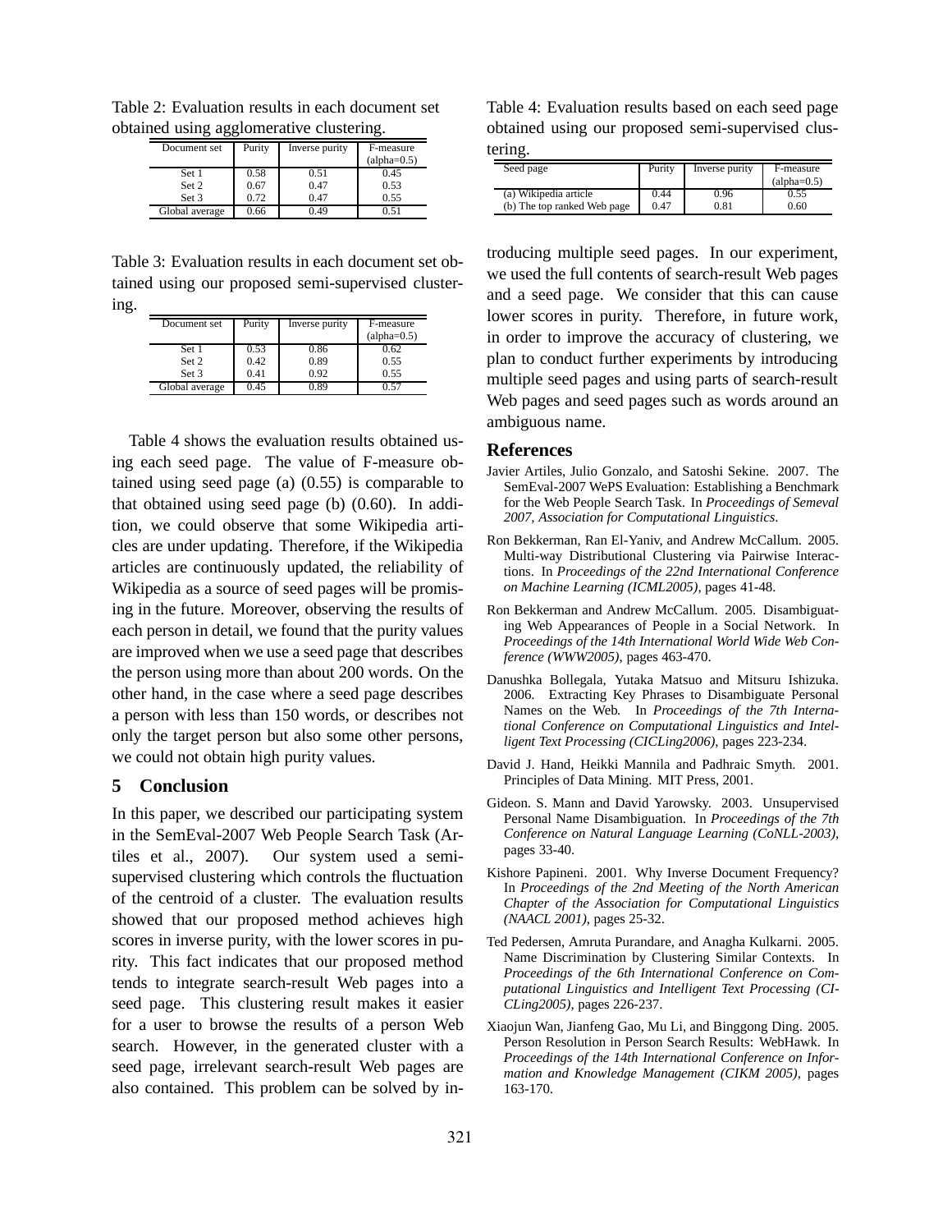Table 2: Evaluation results in each document set obtained using agglomerative clustering.

| Document set | Purity | Inverse purity | F-measure (alpha=0.5) |
|---|---|---|---|
| Set 1 | 0.58 | 0.51 | 0.45 |
| Set 2 | 0.67 | 0.47 | 0.53 |
| Set 3 | 0.72 | 0.47 | 0.55 |
| Global average | 0.66 | 0.49 | 0.51 |

Table 3: Evaluation results in each document set obtained using our proposed semi-supervised clustering.

| Document set | Purity | Inverse purity | F-measure (alpha=0.5) |
|---|---|---|---|
| Set 1 | 0.53 | 0.86 | 0.62 |
| Set 2 | 0.42 | 0.89 | 0.55 |
| Set 3 | 0.41 | 0.92 | 0.55 |
| Global average | 0.45 | 0.89 | 0.57 |

Table 4 shows the evaluation results obtained using each seed page. The value of F-measure obtained using seed page (a) (0.55) is comparable to that obtained using seed page (b) (0.60). In addition, we could observe that some Wikipedia articles are under updating. Therefore, if the Wikipedia articles are continuously updated, the reliability of Wikipedia as a source of seed pages will be promising in the future. Moreover, observing the results of each person in detail, we found that the purity values are improved when we use a seed page that describes the person using more than about 200 words. On the other hand, in the case where a seed page describes a person with less than 150 words, or describes not only the target person but also some other persons, we could not obtain high purity values.

## 5 Conclusion

In this paper, we described our participating system in the SemEval-2007 Web People Search Task (Artiles et al., 2007). Our system used a semi-supervised clustering which controls the fluctuation of the centroid of a cluster. The evaluation results showed that our proposed method achieves high scores in inverse purity, with the lower scores in purity. This fact indicates that our proposed method tends to integrate search-result Web pages into a seed page. This clustering result makes it easier for a user to browse the results of a person Web search. However, in the generated cluster with a seed page, irrelevant search-result Web pages are also contained. This problem can be solved by introducing multiple seed pages. In our experiment, we used the full contents of search-result Web pages and a seed page. We consider that this can cause lower scores in purity. Therefore, in future work, in order to improve the accuracy of clustering, we plan to conduct further experiments by introducing multiple seed pages and using parts of search-result Web pages and seed pages such as words around an ambiguous name.

Table 4: Evaluation results based on each seed page obtained using our proposed semi-supervised clustering.

| Seed page | Purity | Inverse purity | F-measure (alpha=0.5) |
|---|---|---|---|
| (a) Wikipedia article | 0.44 | 0.96 | 0.55 |
| (b) The top ranked Web page | 0.47 | 0.81 | 0.60 |

## References

Javier Artiles, Julio Gonzalo, and Satoshi Sekine. 2007. The SemEval-2007 WePS Evaluation: Establishing a Benchmark for the Web People Search Task. In *Proceedings of Semeval 2007, Association for Computational Linguistics*.

Ron Bekkerman, Ran El-Yaniv, and Andrew McCallum. 2005. Multi-way Distributional Clustering via Pairwise Interactions. In *Proceedings of the 22nd International Conference on Machine Learning (ICML2005)*, pages 41-48.

Ron Bekkerman and Andrew McCallum. 2005. Disambiguating Web Appearances of People in a Social Network. In *Proceedings of the 14th International World Wide Web Conference (WWW2005)*, pages 463-470.

Danushka Bollegala, Yutaka Matsuo and Mitsuru Ishizuka. 2006. Extracting Key Phrases to Disambiguate Personal Names on the Web. In *Proceedings of the 7th International Conference on Computational Linguistics and Intelligent Text Processing (CICLing2006)*, pages 223-234.

David J. Hand, Heikki Mannila and Padhraic Smyth. 2001. Principles of Data Mining. MIT Press, 2001.

Gideon. S. Mann and David Yarowsky. 2003. Unsupervised Personal Name Disambiguation. In *Proceedings of the 7th Conference on Natural Language Learning (CoNLL-2003)*, pages 33-40.

Kishore Papineni. 2001. Why Inverse Document Frequency? In *Proceedings of the 2nd Meeting of the North American Chapter of the Association for Computational Linguistics (NAACL 2001)*, pages 25-32.

Ted Pedersen, Amruta Purandare, and Anagha Kulkarni. 2005. Name Discrimination by Clustering Similar Contexts. In *Proceedings of the 6th International Conference on Computational Linguistics and Intelligent Text Processing (CICLing2005)*, pages 226-237.

Xiaojun Wan, Jianfeng Gao, Mu Li, and Binggong Ding. 2005. Person Resolution in Person Search Results: WebHawk. In *Proceedings of the 14th International Conference on Information and Knowledge Management (CIKM 2005)*, pages 163-170.